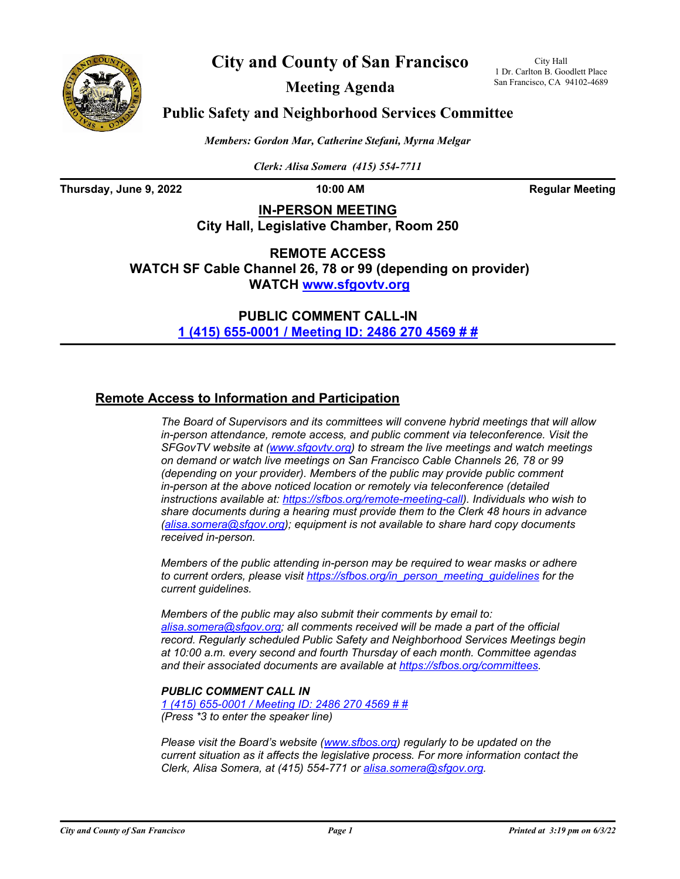# City and County of San Francisco

City Hall
1 Dr. Carlton B. Goodlett Place
San Francisco, CA 94102-4689

## Meeting Agenda

## Public Safety and Neighborhood Services Committee

*Members: Gordon Mar, Catherine Stefani, Myrna Melgar*

*Clerk: Alisa Somera (415) 554-7711*

**Thursday, June 9, 2022** **10:00 AM** **Regular Meeting**

**IN-PERSON MEETING**
**City Hall, Legislative Chamber, Room 250**

**REMOTE ACCESS**
**WATCH SF Cable Channel 26, 78 or 99 (depending on provider)**
**WATCH www.sfgovtv.org**

**PUBLIC COMMENT CALL-IN**
**1 (415) 655-0001 / Meeting ID: 2486 270 4569 # #**

### Remote Access to Information and Participation

*The Board of Supervisors and its committees will convene hybrid meetings that will allow in-person attendance, remote access, and public comment via teleconference. Visit the SFGovTV website at (www.sfgovtv.org) to stream the live meetings and watch meetings on demand or watch live meetings on San Francisco Cable Channels 26, 78 or 99 (depending on your provider). Members of the public may provide public comment in-person at the above noticed location or remotely via teleconference (detailed instructions available at: https://sfbos.org/remote-meeting-call). Individuals who wish to share documents during a hearing must provide them to the Clerk 48 hours in advance (alisa.somera@sfgov.org); equipment is not available to share hard copy documents received in-person.*

*Members of the public attending in-person may be required to wear masks or adhere to current orders, please visit https://sfbos.org/in_person_meeting_guidelines for the current guidelines.*

*Members of the public may also submit their comments by email to: alisa.somera@sfgov.org; all comments received will be made a part of the official record. Regularly scheduled Public Safety and Neighborhood Services Meetings begin at 10:00 a.m. every second and fourth Thursday of each month. Committee agendas and their associated documents are available at https://sfbos.org/committees.*

***PUBLIC COMMENT CALL IN***
*1 (415) 655-0001 / Meeting ID: 2486 270 4569 # #*
*(Press \*3 to enter the speaker line)*

*Please visit the Board's website (www.sfbos.org) regularly to be updated on the current situation as it affects the legislative process. For more information contact the Clerk, Alisa Somera, at (415) 554-771 or alisa.somera@sfgov.org.*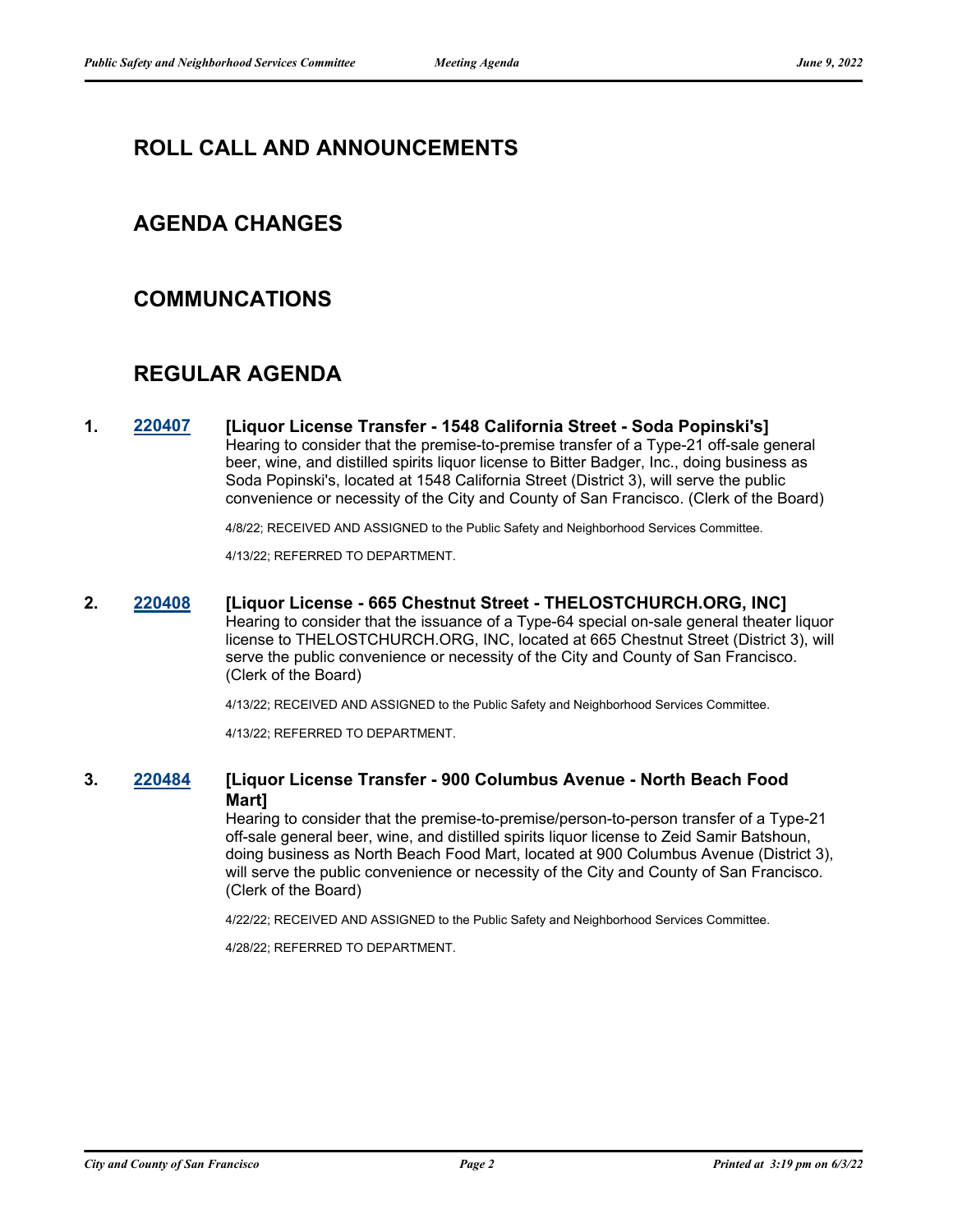## ROLL CALL AND ANNOUNCEMENTS

## AGENDA CHANGES

## COMMUNCATIONS

## REGULAR AGENDA

**1. 220407 [Liquor License Transfer - 1548 California Street - Soda Popinski's]**

Hearing to consider that the premise-to-premise transfer of a Type-21 off-sale general beer, wine, and distilled spirits liquor license to Bitter Badger, Inc., doing business as Soda Popinski's, located at 1548 California Street (District 3), will serve the public convenience or necessity of the City and County of San Francisco. (Clerk of the Board)

4/8/22; RECEIVED AND ASSIGNED to the Public Safety and Neighborhood Services Committee.

4/13/22; REFERRED TO DEPARTMENT.

**2. 220408 [Liquor License - 665 Chestnut Street - THELOSTCHURCH.ORG, INC]**

Hearing to consider that the issuance of a Type-64 special on-sale general theater liquor license to THELOSTCHURCH.ORG, INC, located at 665 Chestnut Street (District 3), will serve the public convenience or necessity of the City and County of San Francisco. (Clerk of the Board)

4/13/22; RECEIVED AND ASSIGNED to the Public Safety and Neighborhood Services Committee.

4/13/22; REFERRED TO DEPARTMENT.

**3. 220484 [Liquor License Transfer - 900 Columbus Avenue - North Beach Food Mart]**

Hearing to consider that the premise-to-premise/person-to-person transfer of a Type-21 off-sale general beer, wine, and distilled spirits liquor license to Zeid Samir Batshoun, doing business as North Beach Food Mart, located at 900 Columbus Avenue (District 3), will serve the public convenience or necessity of the City and County of San Francisco. (Clerk of the Board)

4/22/22; RECEIVED AND ASSIGNED to the Public Safety and Neighborhood Services Committee.

4/28/22; REFERRED TO DEPARTMENT.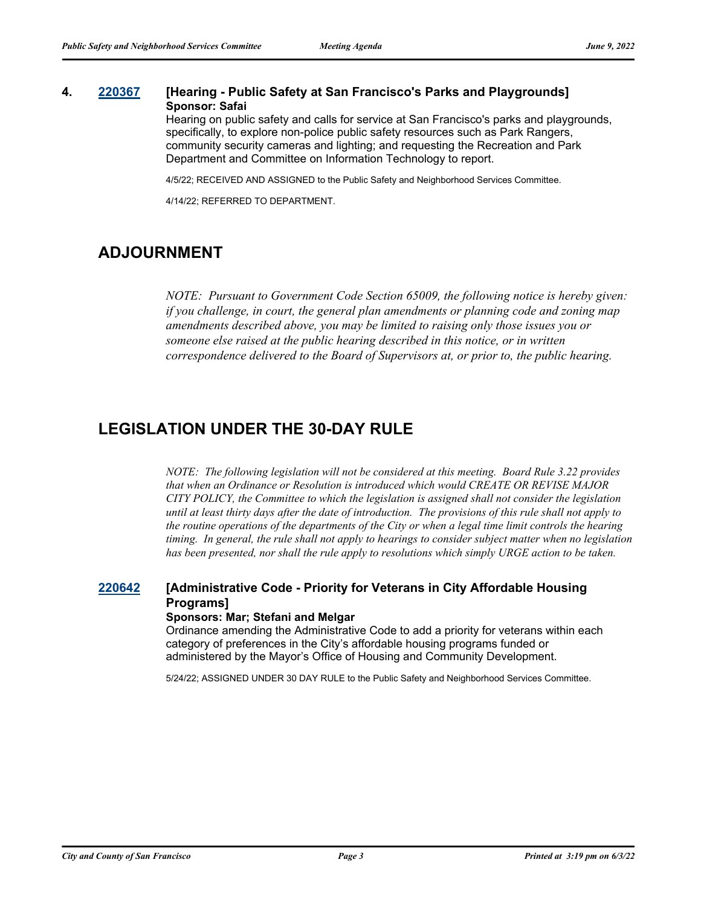**4. [220367](220367) [Hearing - Public Safety at San Francisco's Parks and Playgrounds]**

**Sponsor: Safai**

Hearing on public safety and calls for service at San Francisco's parks and playgrounds, specifically, to explore non-police public safety resources such as Park Rangers, community security cameras and lighting; and requesting the Recreation and Park Department and Committee on Information Technology to report.

4/5/22; RECEIVED AND ASSIGNED to the Public Safety and Neighborhood Services Committee.

4/14/22; REFERRED TO DEPARTMENT.

## ADJOURNMENT

*NOTE: Pursuant to Government Code Section 65009, the following notice is hereby given: if you challenge, in court, the general plan amendments or planning code and zoning map amendments described above, you may be limited to raising only those issues you or someone else raised at the public hearing described in this notice, or in written correspondence delivered to the Board of Supervisors at, or prior to, the public hearing.*

## LEGISLATION UNDER THE 30-DAY RULE

*NOTE: The following legislation will not be considered at this meeting. Board Rule 3.22 provides that when an Ordinance or Resolution is introduced which would CREATE OR REVISE MAJOR CITY POLICY, the Committee to which the legislation is assigned shall not consider the legislation until at least thirty days after the date of introduction. The provisions of this rule shall not apply to the routine operations of the departments of the City or when a legal time limit controls the hearing timing. In general, the rule shall not apply to hearings to consider subject matter when no legislation has been presented, nor shall the rule apply to resolutions which simply URGE action to be taken.*

**[220642](220642) [Administrative Code - Priority for Veterans in City Affordable Housing Programs]**

**Sponsors: Mar; Stefani and Melgar**

Ordinance amending the Administrative Code to add a priority for veterans within each category of preferences in the City's affordable housing programs funded or administered by the Mayor's Office of Housing and Community Development.

5/24/22; ASSIGNED UNDER 30 DAY RULE to the Public Safety and Neighborhood Services Committee.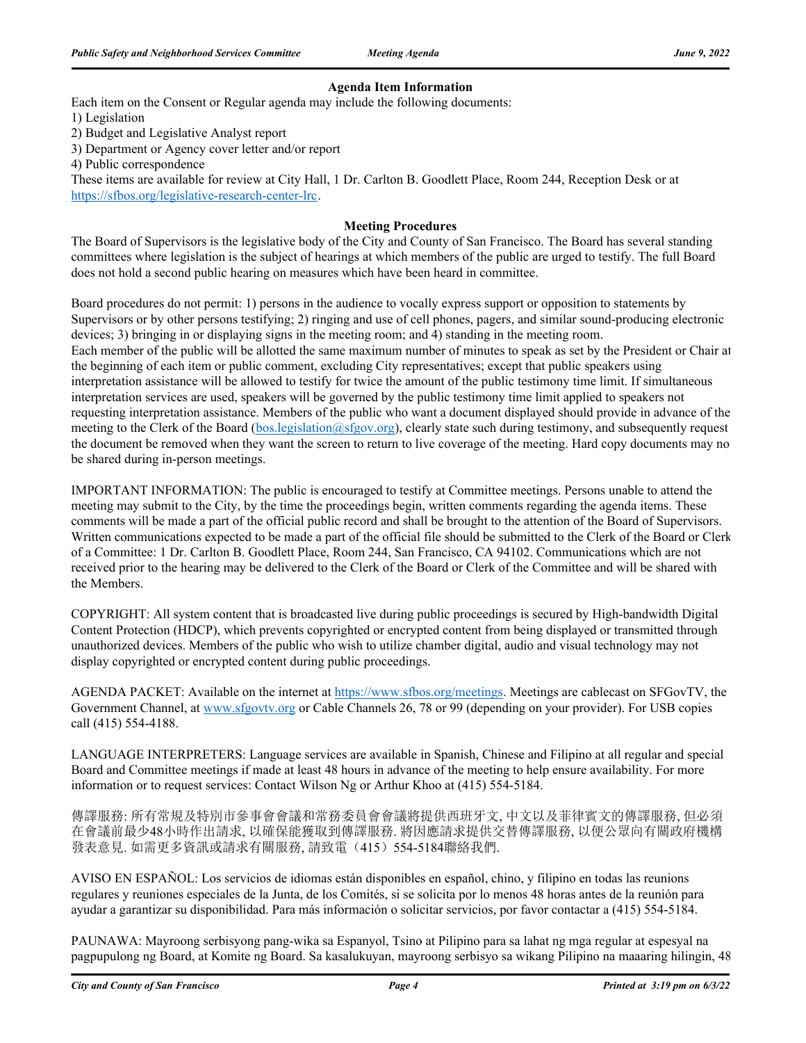### Agenda Item Information

Each item on the Consent or Regular agenda may include the following documents:

1) Legislation
2) Budget and Legislative Analyst report
3) Department or Agency cover letter and/or report
4) Public correspondence

These items are available for review at City Hall, 1 Dr. Carlton B. Goodlett Place, Room 244, Reception Desk or at https://sfbos.org/legislative-research-center-lrc.

### Meeting Procedures

The Board of Supervisors is the legislative body of the City and County of San Francisco. The Board has several standing committees where legislation is the subject of hearings at which members of the public are urged to testify. The full Board does not hold a second public hearing on measures which have been heard in committee.

Board procedures do not permit: 1) persons in the audience to vocally express support or opposition to statements by Supervisors or by other persons testifying; 2) ringing and use of cell phones, pagers, and similar sound-producing electronic devices; 3) bringing in or displaying signs in the meeting room; and 4) standing in the meeting room.
Each member of the public will be allotted the same maximum number of minutes to speak as set by the President or Chair at the beginning of each item or public comment, excluding City representatives; except that public speakers using interpretation assistance will be allowed to testify for twice the amount of the public testimony time limit. If simultaneous interpretation services are used, speakers will be governed by the public testimony time limit applied to speakers not requesting interpretation assistance. Members of the public who want a document displayed should provide in advance of the meeting to the Clerk of the Board (bos.legislation@sfgov.org), clearly state such during testimony, and subsequently request the document be removed when they want the screen to return to live coverage of the meeting. Hard copy documents may no be shared during in-person meetings.

IMPORTANT INFORMATION: The public is encouraged to testify at Committee meetings. Persons unable to attend the meeting may submit to the City, by the time the proceedings begin, written comments regarding the agenda items. These comments will be made a part of the official public record and shall be brought to the attention of the Board of Supervisors. Written communications expected to be made a part of the official file should be submitted to the Clerk of the Board or Clerk of a Committee: 1 Dr. Carlton B. Goodlett Place, Room 244, San Francisco, CA 94102. Communications which are not received prior to the hearing may be delivered to the Clerk of the Board or Clerk of the Committee and will be shared with the Members.

COPYRIGHT: All system content that is broadcasted live during public proceedings is secured by High-bandwidth Digital Content Protection (HDCP), which prevents copyrighted or encrypted content from being displayed or transmitted through unauthorized devices. Members of the public who wish to utilize chamber digital, audio and visual technology may not display copyrighted or encrypted content during public proceedings.

AGENDA PACKET: Available on the internet at https://www.sfbos.org/meetings. Meetings are cablecast on SFGovTV, the Government Channel, at www.sfgovtv.org or Cable Channels 26, 78 or 99 (depending on your provider). For USB copies call (415) 554-4188.

LANGUAGE INTERPRETERS: Language services are available in Spanish, Chinese and Filipino at all regular and special Board and Committee meetings if made at least 48 hours in advance of the meeting to help ensure availability. For more information or to request services: Contact Wilson Ng or Arthur Khoo at (415) 554-5184.

傳譯服務: 所有常規及特別市參事會會議和常務委員會會議將提供西班牙文, 中文以及菲律賓文的傳譯服務, 但必須在會議前最少48小時作出請求, 以確保能獲取到傳譯服務. 將因應請求提供交替傳譯服務, 以便公眾向有關政府機構發表意見. 如需更多資訊或請求有關服務, 請致電（415）554-5184聯絡我們.

AVISO EN ESPAÑOL: Los servicios de idiomas están disponibles en español, chino, y filipino en todas las reunions regulares y reuniones especiales de la Junta, de los Comités, si se solicita por lo menos 48 horas antes de la reunión para ayudar a garantizar su disponibilidad. Para más información o solicitar servicios, por favor contactar a (415) 554-5184.

PAUNAWA: Mayroong serbisyong pang-wika sa Espanyol, Tsino at Pilipino para sa lahat ng mga regular at espesyal na pagpupulong ng Board, at Komite ng Board. Sa kasalukuyan, mayroong serbisyo sa wikang Pilipino na maaaring hilingin, 48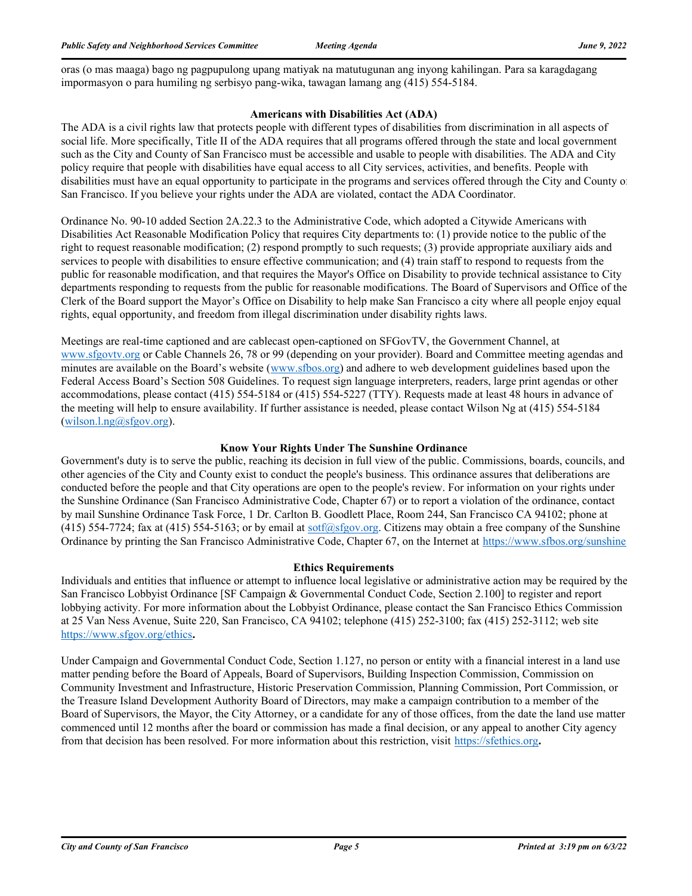oras (o mas maaga) bago ng pagpupulong upang matiyak na matutugunan ang inyong kahilingan. Para sa karagdagang impormasyon o para humiling ng serbisyo pang-wika, tawagan lamang ang (415) 554-5184.

### Americans with Disabilities Act (ADA)

The ADA is a civil rights law that protects people with different types of disabilities from discrimination in all aspects of social life. More specifically, Title II of the ADA requires that all programs offered through the state and local government such as the City and County of San Francisco must be accessible and usable to people with disabilities. The ADA and City policy require that people with disabilities have equal access to all City services, activities, and benefits. People with disabilities must have an equal opportunity to participate in the programs and services offered through the City and County of San Francisco. If you believe your rights under the ADA are violated, contact the ADA Coordinator.

Ordinance No. 90-10 added Section 2A.22.3 to the Administrative Code, which adopted a Citywide Americans with Disabilities Act Reasonable Modification Policy that requires City departments to: (1) provide notice to the public of the right to request reasonable modification; (2) respond promptly to such requests; (3) provide appropriate auxiliary aids and services to people with disabilities to ensure effective communication; and (4) train staff to respond to requests from the public for reasonable modification, and that requires the Mayor's Office on Disability to provide technical assistance to City departments responding to requests from the public for reasonable modifications. The Board of Supervisors and Office of the Clerk of the Board support the Mayor's Office on Disability to help make San Francisco a city where all people enjoy equal rights, equal opportunity, and freedom from illegal discrimination under disability rights laws.

Meetings are real-time captioned and are cablecast open-captioned on SFGovTV, the Government Channel, at www.sfgovtv.org or Cable Channels 26, 78 or 99 (depending on your provider). Board and Committee meeting agendas and minutes are available on the Board's website (www.sfbos.org) and adhere to web development guidelines based upon the Federal Access Board's Section 508 Guidelines. To request sign language interpreters, readers, large print agendas or other accommodations, please contact (415) 554-5184 or (415) 554-5227 (TTY). Requests made at least 48 hours in advance of the meeting will help to ensure availability. If further assistance is needed, please contact Wilson Ng at (415) 554-5184 (wilson.l.ng@sfgov.org).

### Know Your Rights Under The Sunshine Ordinance

Government's duty is to serve the public, reaching its decision in full view of the public. Commissions, boards, councils, and other agencies of the City and County exist to conduct the people's business. This ordinance assures that deliberations are conducted before the people and that City operations are open to the people's review. For information on your rights under the Sunshine Ordinance (San Francisco Administrative Code, Chapter 67) or to report a violation of the ordinance, contact by mail Sunshine Ordinance Task Force, 1 Dr. Carlton B. Goodlett Place, Room 244, San Francisco CA 94102; phone at (415) 554-7724; fax at (415) 554-5163; or by email at sotf@sfgov.org. Citizens may obtain a free company of the Sunshine Ordinance by printing the San Francisco Administrative Code, Chapter 67, on the Internet at https://www.sfbos.org/sunshine

### Ethics Requirements

Individuals and entities that influence or attempt to influence local legislative or administrative action may be required by the San Francisco Lobbyist Ordinance [SF Campaign & Governmental Conduct Code, Section 2.100] to register and report lobbying activity. For more information about the Lobbyist Ordinance, please contact the San Francisco Ethics Commission at 25 Van Ness Avenue, Suite 220, San Francisco, CA 94102; telephone (415) 252-3100; fax (415) 252-3112; web site https://www.sfgov.org/ethics**.**

Under Campaign and Governmental Conduct Code, Section 1.127, no person or entity with a financial interest in a land use matter pending before the Board of Appeals, Board of Supervisors, Building Inspection Commission, Commission on Community Investment and Infrastructure, Historic Preservation Commission, Planning Commission, Port Commission, or the Treasure Island Development Authority Board of Directors, may make a campaign contribution to a member of the Board of Supervisors, the Mayor, the City Attorney, or a candidate for any of those offices, from the date the land use matter commenced until 12 months after the board or commission has made a final decision, or any appeal to another City agency from that decision has been resolved. For more information about this restriction, visit https://sfethics.org**.**